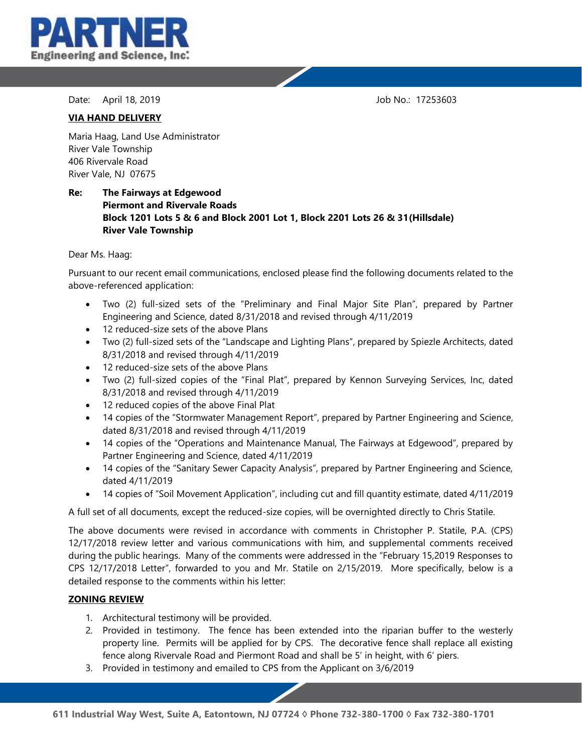**PARTNER**
Engineering and Science, Inc.

Date: April 18, 2019 Job No.: 17253603

**VIA HAND DELIVERY**

Maria Haag, Land Use Administrator
River Vale Township
406 Rivervale Road
River Vale, NJ 07675

**Re: The Fairways at Edgewood**
**Piermont and Rivervale Roads**
**Block 1201 Lots 5 & 6 and Block 2001 Lot 1, Block 2201 Lots 26 & 31(Hillsdale)**
**River Vale Township**

Dear Ms. Haag:

Pursuant to our recent email communications, enclosed please find the following documents related to the above-referenced application:

- Two (2) full-sized sets of the "Preliminary and Final Major Site Plan", prepared by Partner Engineering and Science, dated 8/31/2018 and revised through 4/11/2019
- 12 reduced-size sets of the above Plans
- Two (2) full-sized sets of the "Landscape and Lighting Plans", prepared by Spiezle Architects, dated 8/31/2018 and revised through 4/11/2019
- 12 reduced-size sets of the above Plans
- Two (2) full-sized copies of the "Final Plat", prepared by Kennon Surveying Services, Inc, dated 8/31/2018 and revised through 4/11/2019
- 12 reduced copies of the above Final Plat
- 14 copies of the "Stormwater Management Report", prepared by Partner Engineering and Science, dated 8/31/2018 and revised through 4/11/2019
- 14 copies of the "Operations and Maintenance Manual, The Fairways at Edgewood", prepared by Partner Engineering and Science, dated 4/11/2019
- 14 copies of the "Sanitary Sewer Capacity Analysis", prepared by Partner Engineering and Science, dated 4/11/2019
- 14 copies of "Soil Movement Application", including cut and fill quantity estimate, dated 4/11/2019

A full set of all documents, except the reduced-size copies, will be overnighted directly to Chris Statile.

The above documents were revised in accordance with comments in Christopher P. Statile, P.A. (CPS) 12/17/2018 review letter and various communications with him, and supplemental comments received during the public hearings. Many of the comments were addressed in the "February 15,2019 Responses to CPS 12/17/2018 Letter", forwarded to you and Mr. Statile on 2/15/2019. More specifically, below is a detailed response to the comments within his letter:

**ZONING REVIEW**

1. Architectural testimony will be provided.
2. Provided in testimony. The fence has been extended into the riparian buffer to the westerly property line. Permits will be applied for by CPS. The decorative fence shall replace all existing fence along Rivervale Road and Piermont Road and shall be 5' in height, with 6' piers.
3. Provided in testimony and emailed to CPS from the Applicant on 3/6/2019

611 Industrial Way West, Suite A, Eatontown, NJ 07724 ◊ Phone 732-380-1700 ◊ Fax 732-380-1701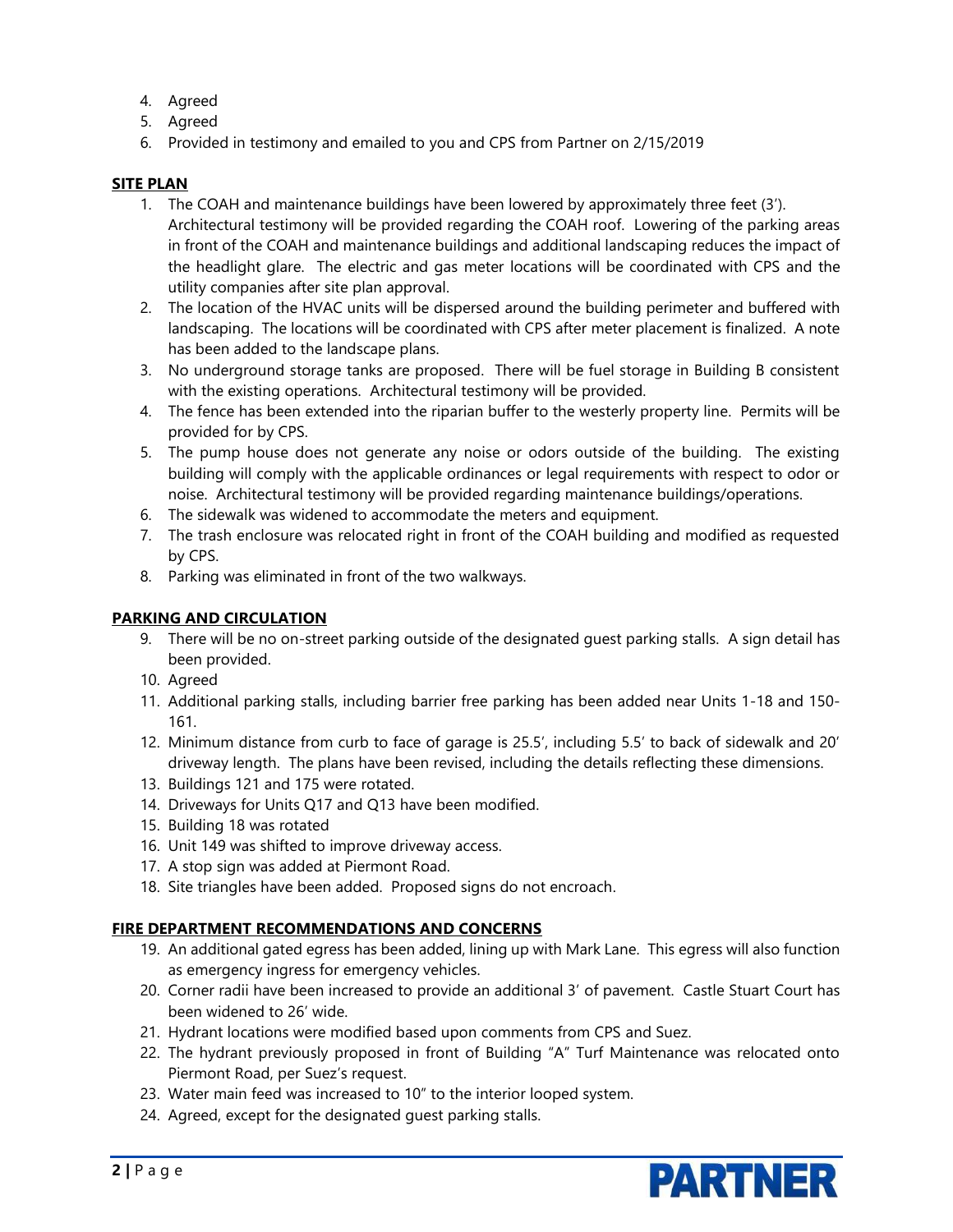4. Agreed
5. Agreed
6. Provided in testimony and emailed to you and CPS from Partner on 2/15/2019

**SITE PLAN**

1. The COAH and maintenance buildings have been lowered by approximately three feet (3'). Architectural testimony will be provided regarding the COAH roof. Lowering of the parking areas in front of the COAH and maintenance buildings and additional landscaping reduces the impact of the headlight glare. The electric and gas meter locations will be coordinated with CPS and the utility companies after site plan approval.
2. The location of the HVAC units will be dispersed around the building perimeter and buffered with landscaping. The locations will be coordinated with CPS after meter placement is finalized. A note has been added to the landscape plans.
3. No underground storage tanks are proposed. There will be fuel storage in Building B consistent with the existing operations. Architectural testimony will be provided.
4. The fence has been extended into the riparian buffer to the westerly property line. Permits will be provided for by CPS.
5. The pump house does not generate any noise or odors outside of the building. The existing building will comply with the applicable ordinances or legal requirements with respect to odor or noise. Architectural testimony will be provided regarding maintenance buildings/operations.
6. The sidewalk was widened to accommodate the meters and equipment.
7. The trash enclosure was relocated right in front of the COAH building and modified as requested by CPS.
8. Parking was eliminated in front of the two walkways.

**PARKING AND CIRCULATION**

9. There will be no on-street parking outside of the designated guest parking stalls. A sign detail has been provided.
10. Agreed
11. Additional parking stalls, including barrier free parking has been added near Units 1-18 and 150-161.
12. Minimum distance from curb to face of garage is 25.5', including 5.5' to back of sidewalk and 20' driveway length. The plans have been revised, including the details reflecting these dimensions.
13. Buildings 121 and 175 were rotated.
14. Driveways for Units Q17 and Q13 have been modified.
15. Building 18 was rotated
16. Unit 149 was shifted to improve driveway access.
17. A stop sign was added at Piermont Road.
18. Site triangles have been added. Proposed signs do not encroach.

**FIRE DEPARTMENT RECOMMENDATIONS AND CONCERNS**

19. An additional gated egress has been added, lining up with Mark Lane. This egress will also function as emergency ingress for emergency vehicles.
20. Corner radii have been increased to provide an additional 3' of pavement. Castle Stuart Court has been widened to 26' wide.
21. Hydrant locations were modified based upon comments from CPS and Suez.
22. The hydrant previously proposed in front of Building "A" Turf Maintenance was relocated onto Piermont Road, per Suez's request.
23. Water main feed was increased to 10" to the interior looped system.
24. Agreed, except for the designated guest parking stalls.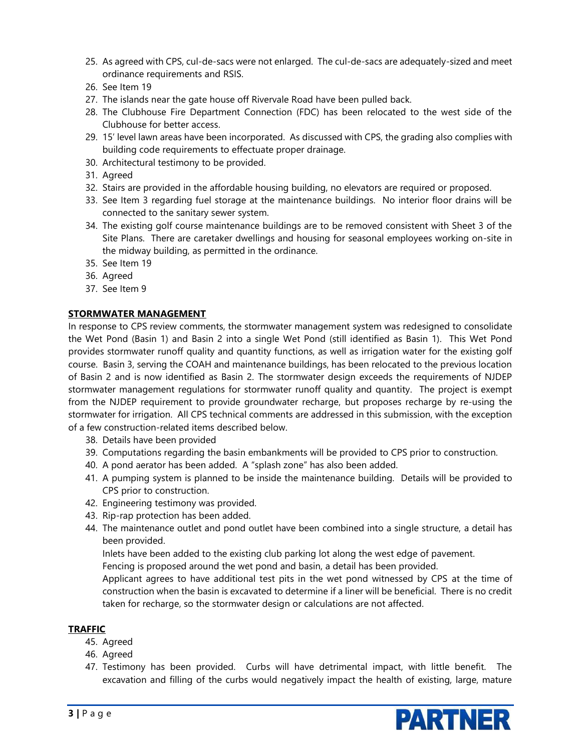25. As agreed with CPS, cul-de-sacs were not enlarged. The cul-de-sacs are adequately-sized and meet ordinance requirements and RSIS.
26. See Item 19
27. The islands near the gate house off Rivervale Road have been pulled back.
28. The Clubhouse Fire Department Connection (FDC) has been relocated to the west side of the Clubhouse for better access.
29. 15' level lawn areas have been incorporated. As discussed with CPS, the grading also complies with building code requirements to effectuate proper drainage.
30. Architectural testimony to be provided.
31. Agreed
32. Stairs are provided in the affordable housing building, no elevators are required or proposed.
33. See Item 3 regarding fuel storage at the maintenance buildings. No interior floor drains will be connected to the sanitary sewer system.
34. The existing golf course maintenance buildings are to be removed consistent with Sheet 3 of the Site Plans. There are caretaker dwellings and housing for seasonal employees working on-site in the midway building, as permitted in the ordinance.
35. See Item 19
36. Agreed
37. See Item 9

**STORMWATER MANAGEMENT**

In response to CPS review comments, the stormwater management system was redesigned to consolidate the Wet Pond (Basin 1) and Basin 2 into a single Wet Pond (still identified as Basin 1). This Wet Pond provides stormwater runoff quality and quantity functions, as well as irrigation water for the existing golf course. Basin 3, serving the COAH and maintenance buildings, has been relocated to the previous location of Basin 2 and is now identified as Basin 2. The stormwater design exceeds the requirements of NJDEP stormwater management regulations for stormwater runoff quality and quantity. The project is exempt from the NJDEP requirement to provide groundwater recharge, but proposes recharge by re-using the stormwater for irrigation. All CPS technical comments are addressed in this submission, with the exception of a few construction-related items described below.

38. Details have been provided
39. Computations regarding the basin embankments will be provided to CPS prior to construction.
40. A pond aerator has been added. A "splash zone" has also been added.
41. A pumping system is planned to be inside the maintenance building. Details will be provided to CPS prior to construction.
42. Engineering testimony was provided.
43. Rip-rap protection has been added.
44. The maintenance outlet and pond outlet have been combined into a single structure, a detail has been provided.

    Inlets have been added to the existing club parking lot along the west edge of pavement.

    Fencing is proposed around the wet pond and basin, a detail has been provided.

    Applicant agrees to have additional test pits in the wet pond witnessed by CPS at the time of construction when the basin is excavated to determine if a liner will be beneficial. There is no credit taken for recharge, so the stormwater design or calculations are not affected.

**TRAFFIC**

45. Agreed
46. Agreed
47. Testimony has been provided. Curbs will have detrimental impact, with little benefit. The excavation and filling of the curbs would negatively impact the health of existing, large, mature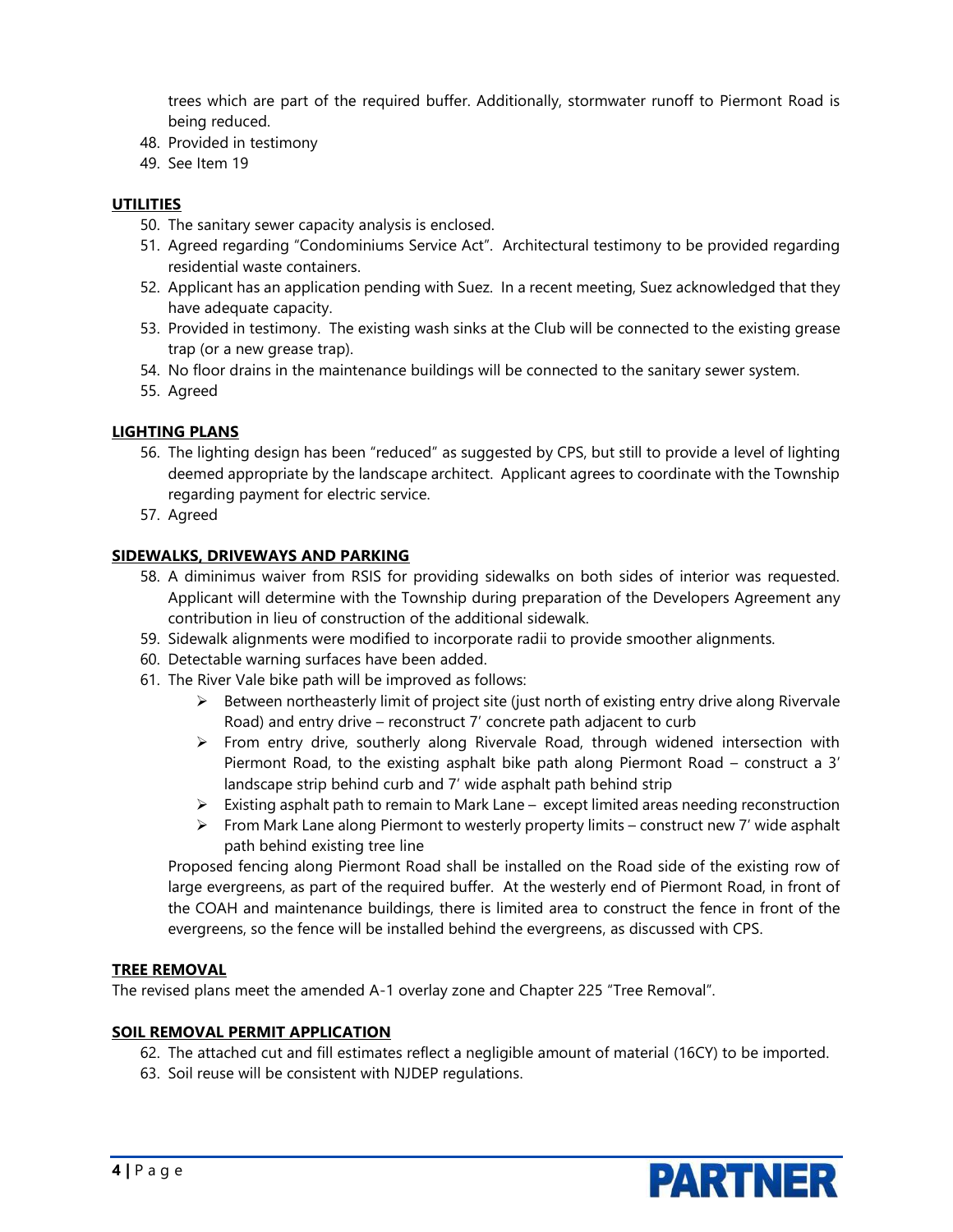trees which are part of the required buffer. Additionally, stormwater runoff to Piermont Road is being reduced.

48. Provided in testimony
49. See Item 19

**UTILITIES**

50. The sanitary sewer capacity analysis is enclosed.
51. Agreed regarding "Condominiums Service Act". Architectural testimony to be provided regarding residential waste containers.
52. Applicant has an application pending with Suez. In a recent meeting, Suez acknowledged that they have adequate capacity.
53. Provided in testimony. The existing wash sinks at the Club will be connected to the existing grease trap (or a new grease trap).
54. No floor drains in the maintenance buildings will be connected to the sanitary sewer system.
55. Agreed

**LIGHTING PLANS**

56. The lighting design has been "reduced" as suggested by CPS, but still to provide a level of lighting deemed appropriate by the landscape architect. Applicant agrees to coordinate with the Township regarding payment for electric service.
57. Agreed

**SIDEWALKS, DRIVEWAYS AND PARKING**

58. A diminimus waiver from RSIS for providing sidewalks on both sides of interior was requested. Applicant will determine with the Township during preparation of the Developers Agreement any contribution in lieu of construction of the additional sidewalk.
59. Sidewalk alignments were modified to incorporate radii to provide smoother alignments.
60. Detectable warning surfaces have been added.
61. The River Vale bike path will be improved as follows:
    - Between northeasterly limit of project site (just north of existing entry drive along Rivervale Road) and entry drive – reconstruct 7' concrete path adjacent to curb
    - From entry drive, southerly along Rivervale Road, through widened intersection with Piermont Road, to the existing asphalt bike path along Piermont Road – construct a 3' landscape strip behind curb and 7' wide asphalt path behind strip
    - Existing asphalt path to remain to Mark Lane – except limited areas needing reconstruction
    - From Mark Lane along Piermont to westerly property limits – construct new 7' wide asphalt path behind existing tree line

    Proposed fencing along Piermont Road shall be installed on the Road side of the existing row of large evergreens, as part of the required buffer. At the westerly end of Piermont Road, in front of the COAH and maintenance buildings, there is limited area to construct the fence in front of the evergreens, so the fence will be installed behind the evergreens, as discussed with CPS.

**TREE REMOVAL**

The revised plans meet the amended A-1 overlay zone and Chapter 225 "Tree Removal".

**SOIL REMOVAL PERMIT APPLICATION**

62. The attached cut and fill estimates reflect a negligible amount of material (16CY) to be imported.
63. Soil reuse will be consistent with NJDEP regulations.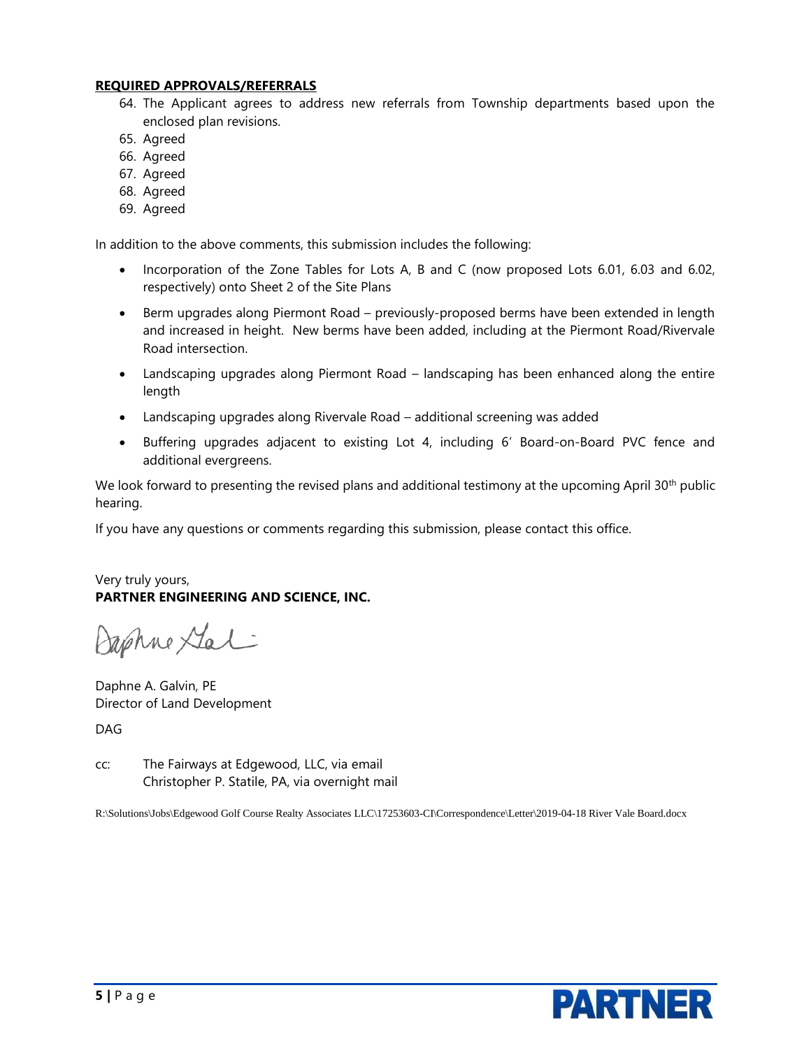**REQUIRED APPROVALS/REFERRALS**

64. The Applicant agrees to address new referrals from Township departments based upon the enclosed plan revisions.
65. Agreed
66. Agreed
67. Agreed
68. Agreed
69. Agreed

In addition to the above comments, this submission includes the following:

- Incorporation of the Zone Tables for Lots A, B and C (now proposed Lots 6.01, 6.03 and 6.02, respectively) onto Sheet 2 of the Site Plans
- Berm upgrades along Piermont Road – previously-proposed berms have been extended in length and increased in height. New berms have been added, including at the Piermont Road/Rivervale Road intersection.
- Landscaping upgrades along Piermont Road – landscaping has been enhanced along the entire length
- Landscaping upgrades along Rivervale Road – additional screening was added
- Buffering upgrades adjacent to existing Lot 4, including 6' Board-on-Board PVC fence and additional evergreens.

We look forward to presenting the revised plans and additional testimony at the upcoming April 30th public hearing.

If you have any questions or comments regarding this submission, please contact this office.

Very truly yours,
**PARTNER ENGINEERING AND SCIENCE, INC.**

Daphne A. Galvin, PE
Director of Land Development

DAG

cc: The Fairways at Edgewood, LLC, via email
Christopher P. Statile, PA, via overnight mail

R:\Solutions\Jobs\Edgewood Golf Course Realty Associates LLC\17253603-CI\Correspondence\Letter\2019-04-18 River Vale Board.docx